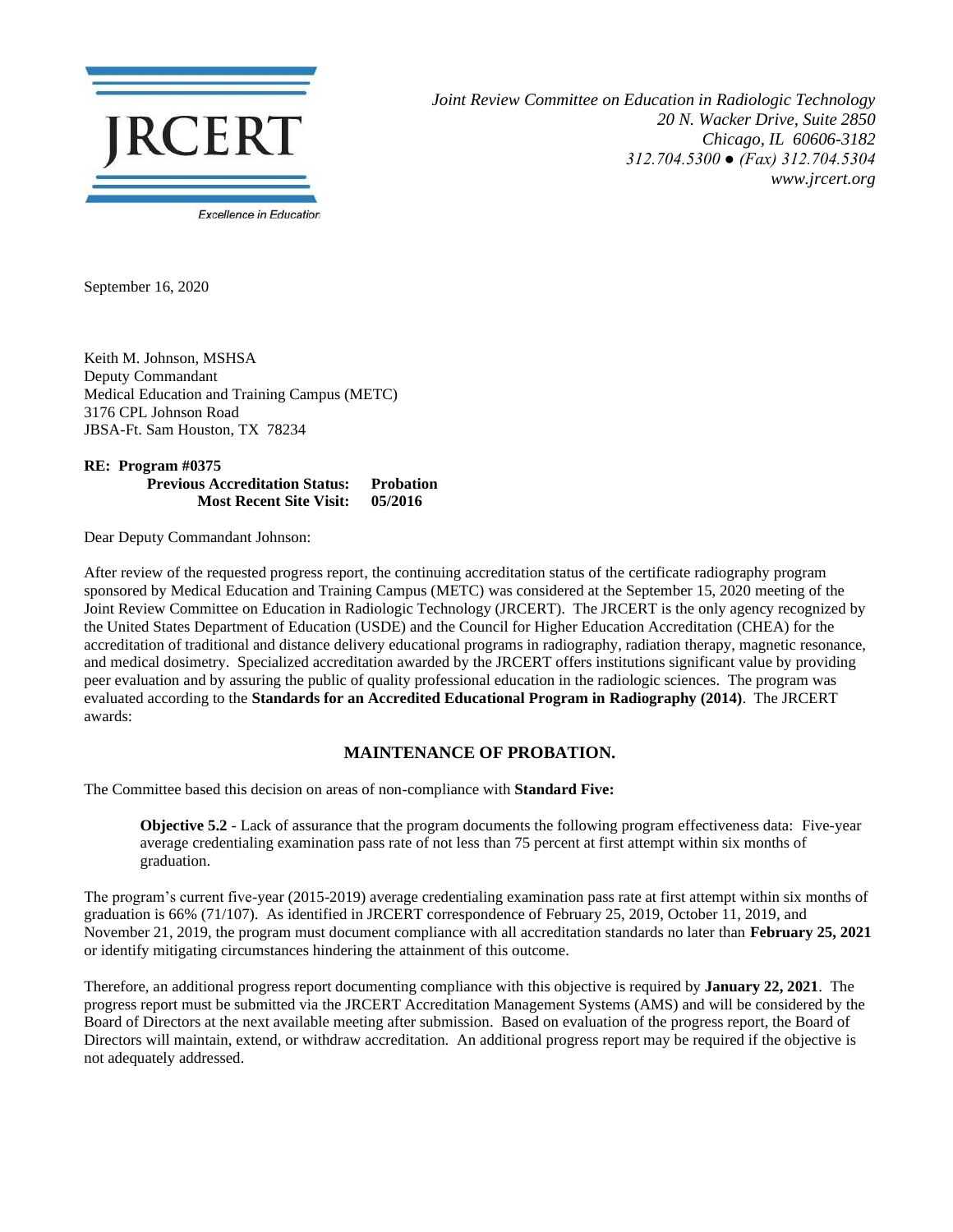JRCERT

Excellence in Education

*Joint Review Committee on Education in Radiologic Technology*
*20 N. Wacker Drive, Suite 2850*
*Chicago, IL 60606-3182*
*312.704.5300 ● (Fax) 312.704.5304*
*www.jrcert.org*

September 16, 2020

Keith M. Johnson, MSHSA
Deputy Commandant
Medical Education and Training Campus (METC)
3176 CPL Johnson Road
JBSA-Ft. Sam Houston, TX 78234

**RE: Program #0375**
**Previous Accreditation Status: Probation**
**Most Recent Site Visit: 05/2016**

Dear Deputy Commandant Johnson:

After review of the requested progress report, the continuing accreditation status of the certificate radiography program sponsored by Medical Education and Training Campus (METC) was considered at the September 15, 2020 meeting of the Joint Review Committee on Education in Radiologic Technology (JRCERT). The JRCERT is the only agency recognized by the United States Department of Education (USDE) and the Council for Higher Education Accreditation (CHEA) for the accreditation of traditional and distance delivery educational programs in radiography, radiation therapy, magnetic resonance, and medical dosimetry. Specialized accreditation awarded by the JRCERT offers institutions significant value by providing peer evaluation and by assuring the public of quality professional education in the radiologic sciences. The program was evaluated according to the **Standards for an Accredited Educational Program in Radiography (2014)**. The JRCERT awards:

## MAINTENANCE OF PROBATION.

The Committee based this decision on areas of non-compliance with **Standard Five:**

> **Objective 5.2** - Lack of assurance that the program documents the following program effectiveness data: Five-year average credentialing examination pass rate of not less than 75 percent at first attempt within six months of graduation.

The program's current five-year (2015-2019) average credentialing examination pass rate at first attempt within six months of graduation is 66% (71/107). As identified in JRCERT correspondence of February 25, 2019, October 11, 2019, and November 21, 2019, the program must document compliance with all accreditation standards no later than **February 25, 2021** or identify mitigating circumstances hindering the attainment of this outcome.

Therefore, an additional progress report documenting compliance with this objective is required by **January 22, 2021**. The progress report must be submitted via the JRCERT Accreditation Management Systems (AMS) and will be considered by the Board of Directors at the next available meeting after submission. Based on evaluation of the progress report, the Board of Directors will maintain, extend, or withdraw accreditation. An additional progress report may be required if the objective is not adequately addressed.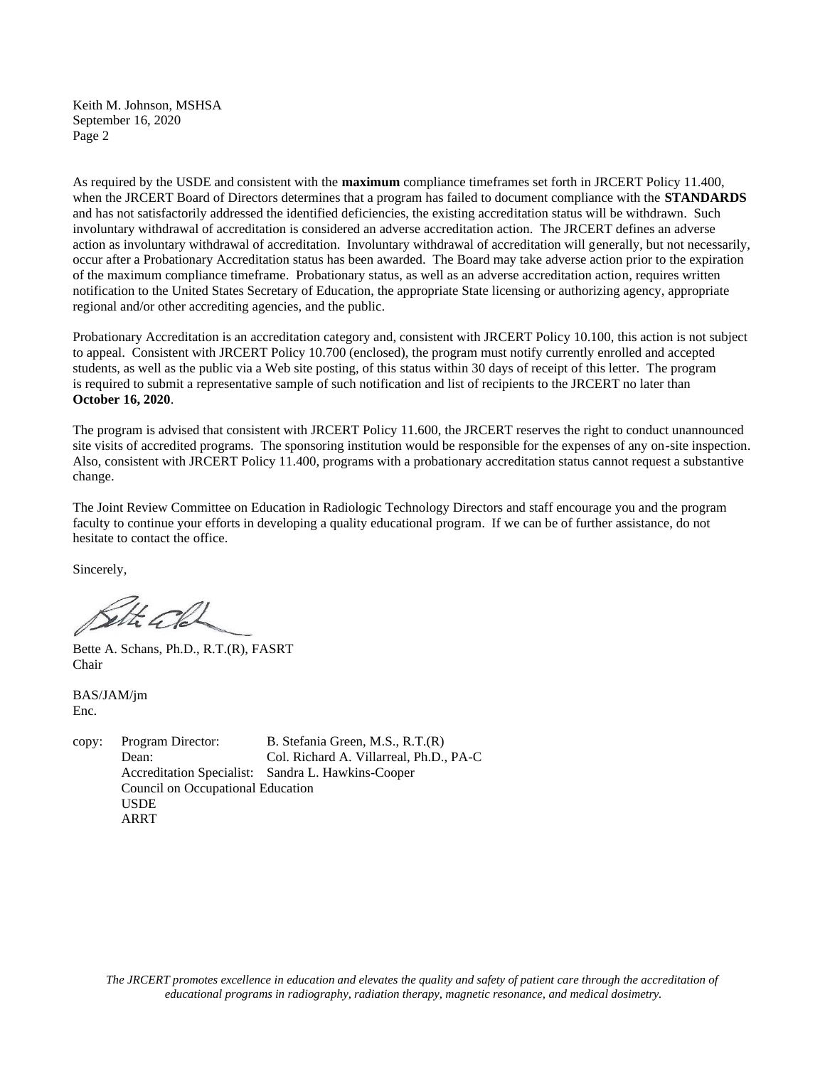Keith M. Johnson, MSHSA
September 16, 2020
Page 2

As required by the USDE and consistent with the **maximum** compliance timeframes set forth in JRCERT Policy 11.400, when the JRCERT Board of Directors determines that a program has failed to document compliance with the **STANDARDS** and has not satisfactorily addressed the identified deficiencies, the existing accreditation status will be withdrawn. Such involuntary withdrawal of accreditation is considered an adverse accreditation action. The JRCERT defines an adverse action as involuntary withdrawal of accreditation. Involuntary withdrawal of accreditation will generally, but not necessarily, occur after a Probationary Accreditation status has been awarded. The Board may take adverse action prior to the expiration of the maximum compliance timeframe. Probationary status, as well as an adverse accreditation action, requires written notification to the United States Secretary of Education, the appropriate State licensing or authorizing agency, appropriate regional and/or other accrediting agencies, and the public.

Probationary Accreditation is an accreditation category and, consistent with JRCERT Policy 10.100, this action is not subject to appeal. Consistent with JRCERT Policy 10.700 (enclosed), the program must notify currently enrolled and accepted students, as well as the public via a Web site posting, of this status within 30 days of receipt of this letter. The program is required to submit a representative sample of such notification and list of recipients to the JRCERT no later than **October 16, 2020**.

The program is advised that consistent with JRCERT Policy 11.600, the JRCERT reserves the right to conduct unannounced site visits of accredited programs. The sponsoring institution would be responsible for the expenses of any on-site inspection. Also, consistent with JRCERT Policy 11.400, programs with a probationary accreditation status cannot request a substantive change.

The Joint Review Committee on Education in Radiologic Technology Directors and staff encourage you and the program faculty to continue your efforts in developing a quality educational program. If we can be of further assistance, do not hesitate to contact the office.

Sincerely,

Bette A. Schans, Ph.D., R.T.(R), FASRT
Chair

BAS/JAM/jm
Enc.

copy: Program Director: B. Stefania Green, M.S., R.T.(R)
Dean: Col. Richard A. Villarreal, Ph.D., PA-C
Accreditation Specialist: Sandra L. Hawkins-Cooper
Council on Occupational Education
USDE
ARRT

*The JRCERT promotes excellence in education and elevates the quality and safety of patient care through the accreditation of educational programs in radiography, radiation therapy, magnetic resonance, and medical dosimetry.*